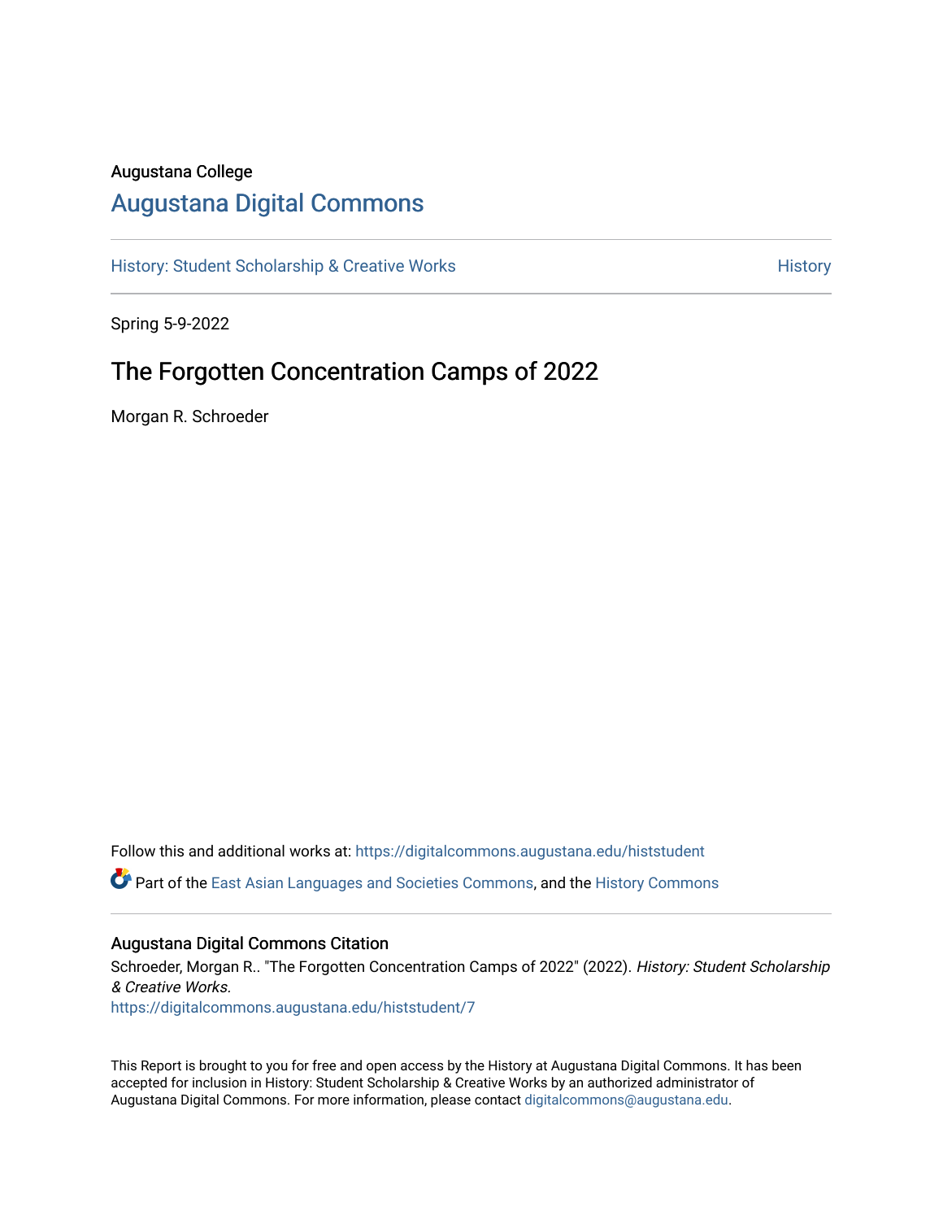Augustana College

# Augustana Digital Commons

History: Student Scholarship & Creative Works

History

Spring 5-9-2022

## The Forgotten Concentration Camps of 2022

Morgan R. Schroeder

Follow this and additional works at: https://digitalcommons.augustana.edu/histstudent

Part of the East Asian Languages and Societies Commons, and the History Commons

### Augustana Digital Commons Citation

Schroeder, Morgan R.. "The Forgotten Concentration Camps of 2022" (2022). *History: Student Scholarship & Creative Works.*
https://digitalcommons.augustana.edu/histstudent/7

This Report is brought to you for free and open access by the History at Augustana Digital Commons. It has been accepted for inclusion in History: Student Scholarship & Creative Works by an authorized administrator of Augustana Digital Commons. For more information, please contact digitalcommons@augustana.edu.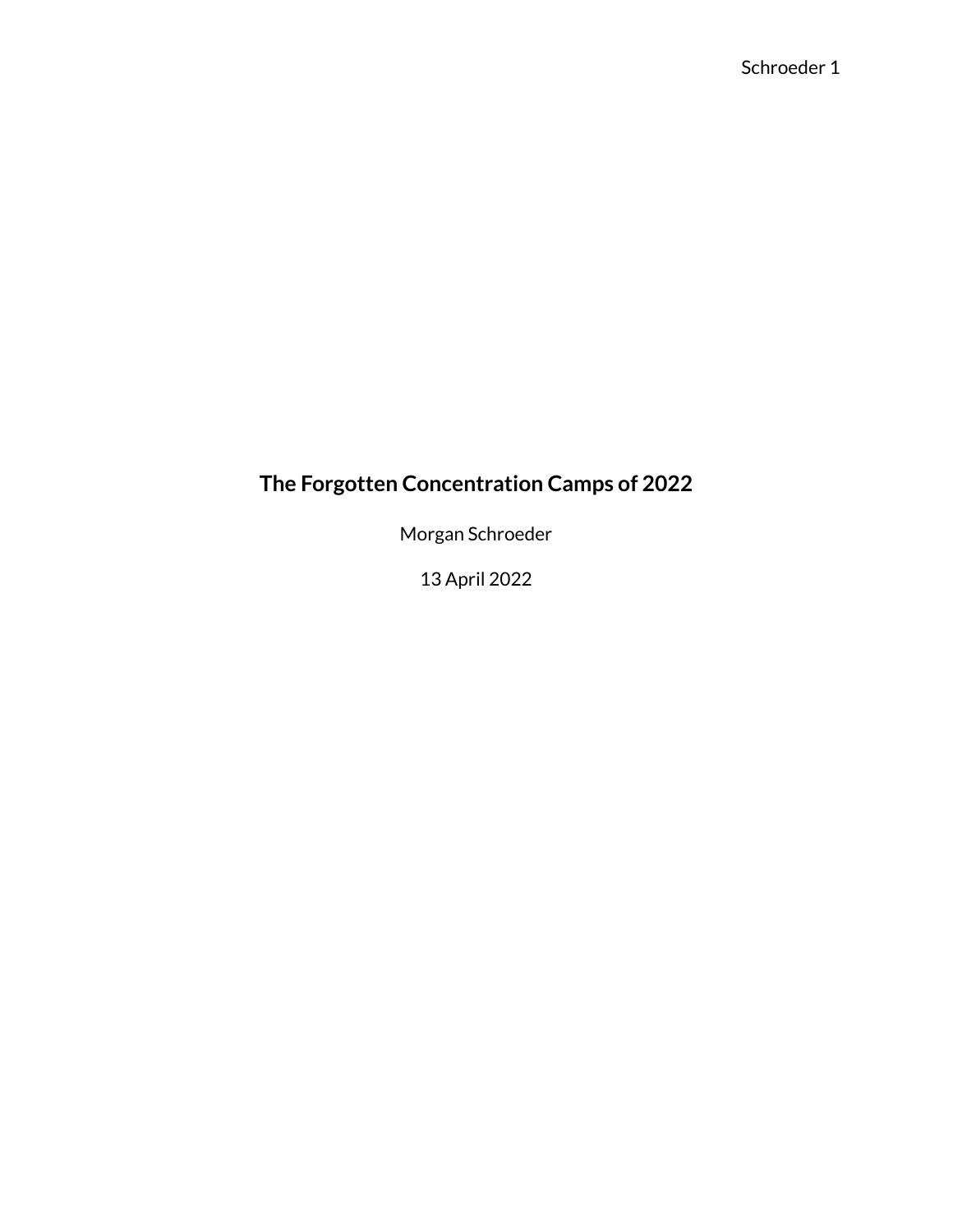# The Forgotten Concentration Camps of 2022

Morgan Schroeder

13 April 2022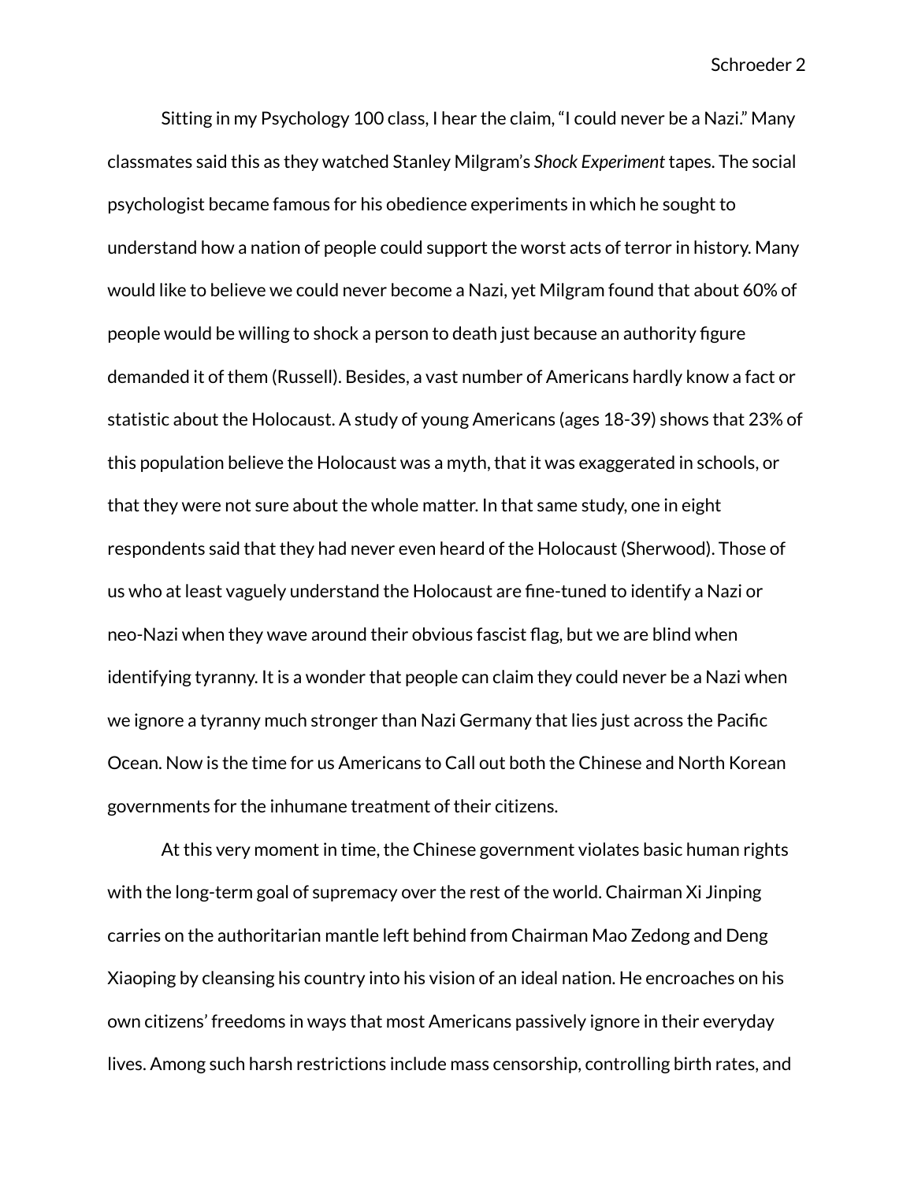Sitting in my Psychology 100 class, I hear the claim, "I could never be a Nazi." Many classmates said this as they watched Stanley Milgram's *Shock Experiment* tapes. The social psychologist became famous for his obedience experiments in which he sought to understand how a nation of people could support the worst acts of terror in history. Many would like to believe we could never become a Nazi, yet Milgram found that about 60% of people would be willing to shock a person to death just because an authority figure demanded it of them (Russell). Besides, a vast number of Americans hardly know a fact or statistic about the Holocaust. A study of young Americans (ages 18-39) shows that 23% of this population believe the Holocaust was a myth, that it was exaggerated in schools, or that they were not sure about the whole matter. In that same study, one in eight respondents said that they had never even heard of the Holocaust (Sherwood). Those of us who at least vaguely understand the Holocaust are fine-tuned to identify a Nazi or neo-Nazi when they wave around their obvious fascist flag, but we are blind when identifying tyranny. It is a wonder that people can claim they could never be a Nazi when we ignore a tyranny much stronger than Nazi Germany that lies just across the Pacific Ocean. Now is the time for us Americans to Call out both the Chinese and North Korean governments for the inhumane treatment of their citizens.

At this very moment in time, the Chinese government violates basic human rights with the long-term goal of supremacy over the rest of the world. Chairman Xi Jinping carries on the authoritarian mantle left behind from Chairman Mao Zedong and Deng Xiaoping by cleansing his country into his vision of an ideal nation. He encroaches on his own citizens' freedoms in ways that most Americans passively ignore in their everyday lives. Among such harsh restrictions include mass censorship, controlling birth rates, and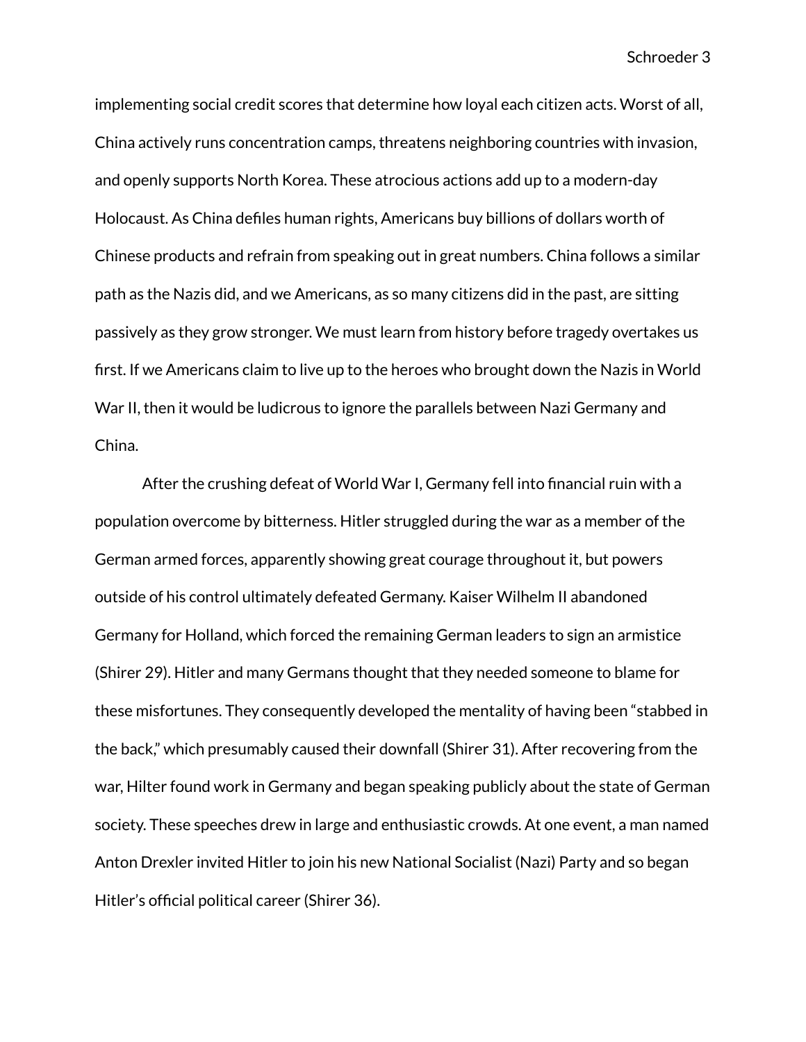implementing social credit scores that determine how loyal each citizen acts. Worst of all, China actively runs concentration camps, threatens neighboring countries with invasion, and openly supports North Korea. These atrocious actions add up to a modern-day Holocaust. As China defiles human rights, Americans buy billions of dollars worth of Chinese products and refrain from speaking out in great numbers. China follows a similar path as the Nazis did, and we Americans, as so many citizens did in the past, are sitting passively as they grow stronger. We must learn from history before tragedy overtakes us first. If we Americans claim to live up to the heroes who brought down the Nazis in World War II, then it would be ludicrous to ignore the parallels between Nazi Germany and China.

After the crushing defeat of World War I, Germany fell into financial ruin with a population overcome by bitterness. Hitler struggled during the war as a member of the German armed forces, apparently showing great courage throughout it, but powers outside of his control ultimately defeated Germany. Kaiser Wilhelm II abandoned Germany for Holland, which forced the remaining German leaders to sign an armistice (Shirer 29). Hitler and many Germans thought that they needed someone to blame for these misfortunes. They consequently developed the mentality of having been "stabbed in the back," which presumably caused their downfall (Shirer 31). After recovering from the war, Hilter found work in Germany and began speaking publicly about the state of German society. These speeches drew in large and enthusiastic crowds. At one event, a man named Anton Drexler invited Hitler to join his new National Socialist (Nazi) Party and so began Hitler's official political career (Shirer 36).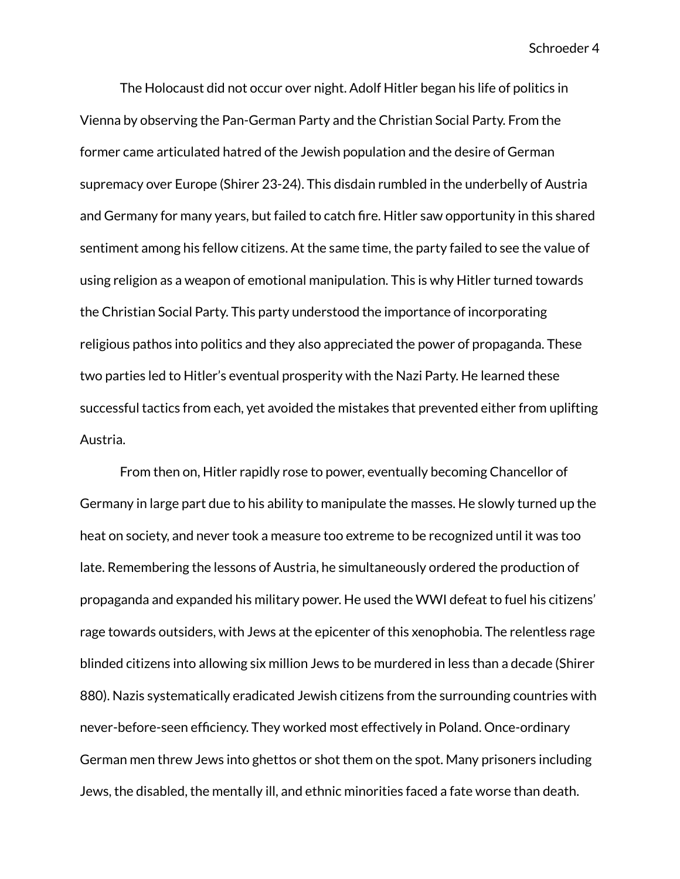The Holocaust did not occur over night. Adolf Hitler began his life of politics in Vienna by observing the Pan-German Party and the Christian Social Party. From the former came articulated hatred of the Jewish population and the desire of German supremacy over Europe (Shirer 23-24). This disdain rumbled in the underbelly of Austria and Germany for many years, but failed to catch fire. Hitler saw opportunity in this shared sentiment among his fellow citizens. At the same time, the party failed to see the value of using religion as a weapon of emotional manipulation. This is why Hitler turned towards the Christian Social Party. This party understood the importance of incorporating religious pathos into politics and they also appreciated the power of propaganda. These two parties led to Hitler's eventual prosperity with the Nazi Party. He learned these successful tactics from each, yet avoided the mistakes that prevented either from uplifting Austria.

From then on, Hitler rapidly rose to power, eventually becoming Chancellor of Germany in large part due to his ability to manipulate the masses. He slowly turned up the heat on society, and never took a measure too extreme to be recognized until it was too late. Remembering the lessons of Austria, he simultaneously ordered the production of propaganda and expanded his military power. He used the WWI defeat to fuel his citizens' rage towards outsiders, with Jews at the epicenter of this xenophobia. The relentless rage blinded citizens into allowing six million Jews to be murdered in less than a decade (Shirer 880). Nazis systematically eradicated Jewish citizens from the surrounding countries with never-before-seen efficiency. They worked most effectively in Poland. Once-ordinary German men threw Jews into ghettos or shot them on the spot. Many prisoners including Jews, the disabled, the mentally ill, and ethnic minorities faced a fate worse than death.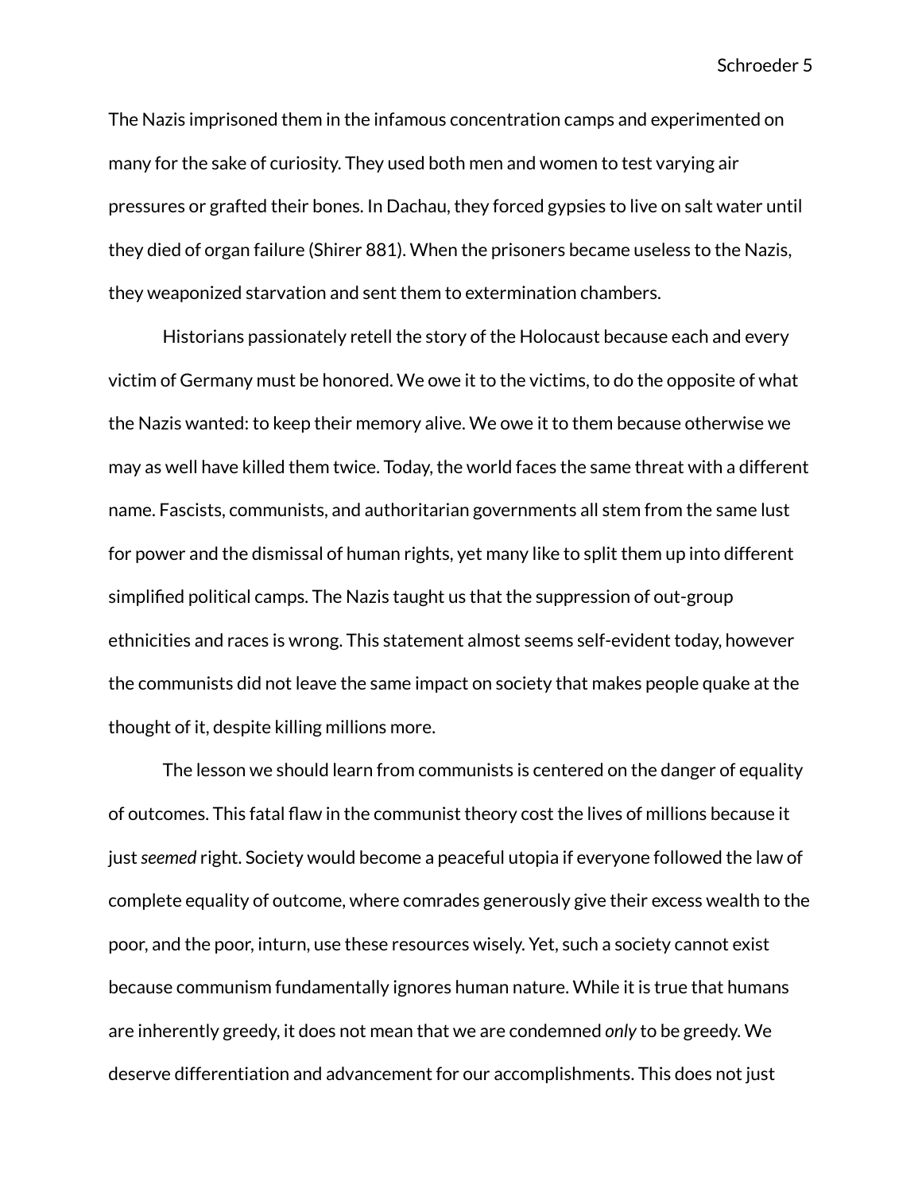The Nazis imprisoned them in the infamous concentration camps and experimented on many for the sake of curiosity. They used both men and women to test varying air pressures or grafted their bones. In Dachau, they forced gypsies to live on salt water until they died of organ failure (Shirer 881). When the prisoners became useless to the Nazis, they weaponized starvation and sent them to extermination chambers.

Historians passionately retell the story of the Holocaust because each and every victim of Germany must be honored. We owe it to the victims, to do the opposite of what the Nazis wanted: to keep their memory alive. We owe it to them because otherwise we may as well have killed them twice. Today, the world faces the same threat with a different name. Fascists, communists, and authoritarian governments all stem from the same lust for power and the dismissal of human rights, yet many like to split them up into different simplified political camps. The Nazis taught us that the suppression of out-group ethnicities and races is wrong. This statement almost seems self-evident today, however the communists did not leave the same impact on society that makes people quake at the thought of it, despite killing millions more.

The lesson we should learn from communists is centered on the danger of equality of outcomes. This fatal flaw in the communist theory cost the lives of millions because it just *seemed* right. Society would become a peaceful utopia if everyone followed the law of complete equality of outcome, where comrades generously give their excess wealth to the poor, and the poor, inturn, use these resources wisely. Yet, such a society cannot exist because communism fundamentally ignores human nature. While it is true that humans are inherently greedy, it does not mean that we are condemned *only* to be greedy. We deserve differentiation and advancement for our accomplishments. This does not just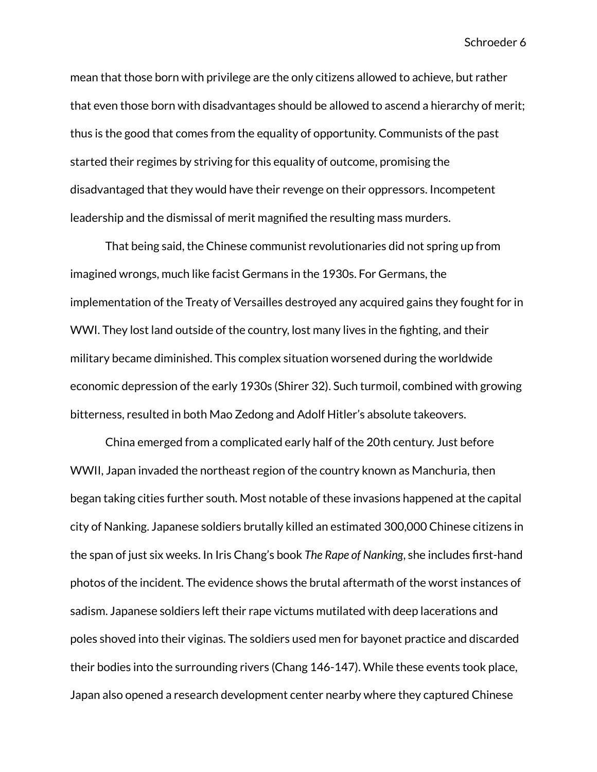mean that those born with privilege are the only citizens allowed to achieve, but rather that even those born with disadvantages should be allowed to ascend a hierarchy of merit; thus is the good that comes from the equality of opportunity. Communists of the past started their regimes by striving for this equality of outcome, promising the disadvantaged that they would have their revenge on their oppressors. Incompetent leadership and the dismissal of merit magnified the resulting mass murders.

That being said, the Chinese communist revolutionaries did not spring up from imagined wrongs, much like facist Germans in the 1930s. For Germans, the implementation of the Treaty of Versailles destroyed any acquired gains they fought for in WWI. They lost land outside of the country, lost many lives in the fighting, and their military became diminished. This complex situation worsened during the worldwide economic depression of the early 1930s (Shirer 32). Such turmoil, combined with growing bitterness, resulted in both Mao Zedong and Adolf Hitler's absolute takeovers.

China emerged from a complicated early half of the 20th century. Just before WWII, Japan invaded the northeast region of the country known as Manchuria, then began taking cities further south. Most notable of these invasions happened at the capital city of Nanking. Japanese soldiers brutally killed an estimated 300,000 Chinese citizens in the span of just six weeks. In Iris Chang's book *The Rape of Nanking*, she includes first-hand photos of the incident. The evidence shows the brutal aftermath of the worst instances of sadism. Japanese soldiers left their rape victums mutilated with deep lacerations and poles shoved into their viginas. The soldiers used men for bayonet practice and discarded their bodies into the surrounding rivers (Chang 146-147). While these events took place, Japan also opened a research development center nearby where they captured Chinese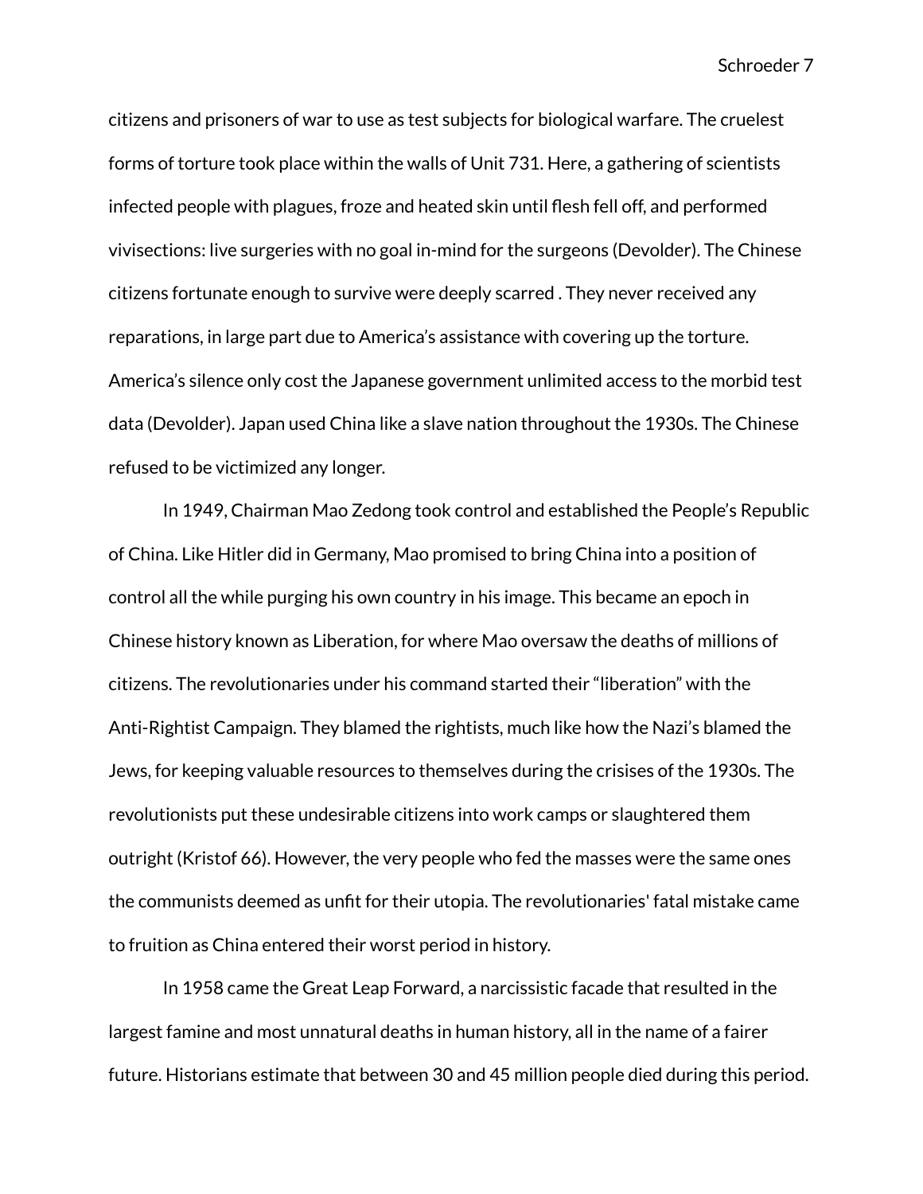citizens and prisoners of war to use as test subjects for biological warfare. The cruelest forms of torture took place within the walls of Unit 731. Here, a gathering of scientists infected people with plagues, froze and heated skin until flesh fell off, and performed vivisections: live surgeries with no goal in-mind for the surgeons (Devolder). The Chinese citizens fortunate enough to survive were deeply scarred . They never received any reparations, in large part due to America's assistance with covering up the torture. America's silence only cost the Japanese government unlimited access to the morbid test data (Devolder). Japan used China like a slave nation throughout the 1930s. The Chinese refused to be victimized any longer.

In 1949, Chairman Mao Zedong took control and established the People's Republic of China. Like Hitler did in Germany, Mao promised to bring China into a position of control all the while purging his own country in his image. This became an epoch in Chinese history known as Liberation, for where Mao oversaw the deaths of millions of citizens. The revolutionaries under his command started their "liberation" with the Anti-Rightist Campaign. They blamed the rightists, much like how the Nazi's blamed the Jews, for keeping valuable resources to themselves during the crisises of the 1930s. The revolutionists put these undesirable citizens into work camps or slaughtered them outright (Kristof 66). However, the very people who fed the masses were the same ones the communists deemed as unfit for their utopia. The revolutionaries' fatal mistake came to fruition as China entered their worst period in history.

In 1958 came the Great Leap Forward, a narcissistic facade that resulted in the largest famine and most unnatural deaths in human history, all in the name of a fairer future. Historians estimate that between 30 and 45 million people died during this period.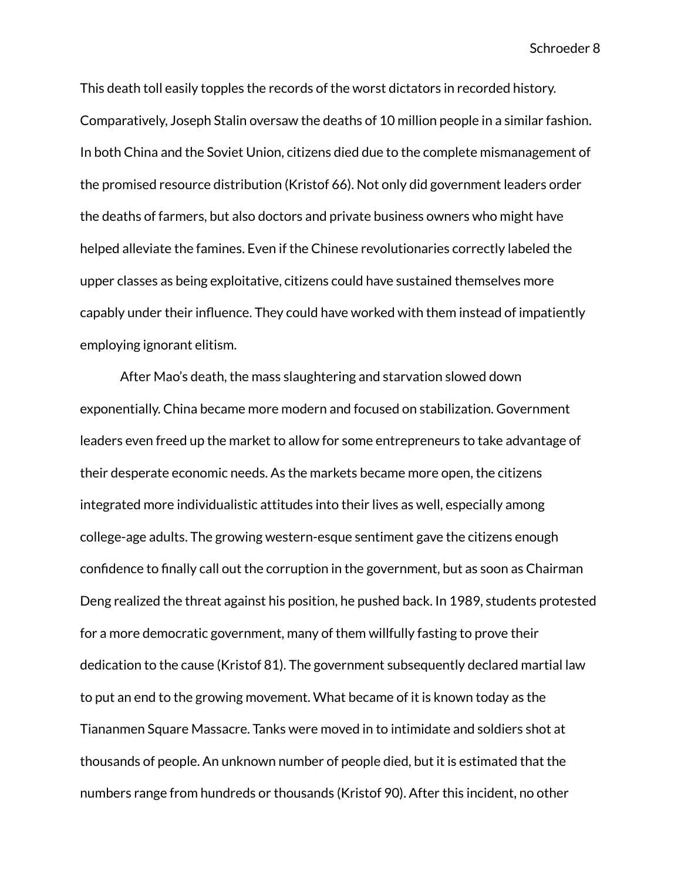This death toll easily topples the records of the worst dictators in recorded history. Comparatively, Joseph Stalin oversaw the deaths of 10 million people in a similar fashion. In both China and the Soviet Union, citizens died due to the complete mismanagement of the promised resource distribution (Kristof 66). Not only did government leaders order the deaths of farmers, but also doctors and private business owners who might have helped alleviate the famines. Even if the Chinese revolutionaries correctly labeled the upper classes as being exploitative, citizens could have sustained themselves more capably under their influence. They could have worked with them instead of impatiently employing ignorant elitism.

After Mao's death, the mass slaughtering and starvation slowed down exponentially. China became more modern and focused on stabilization. Government leaders even freed up the market to allow for some entrepreneurs to take advantage of their desperate economic needs. As the markets became more open, the citizens integrated more individualistic attitudes into their lives as well, especially among college-age adults. The growing western-esque sentiment gave the citizens enough confidence to finally call out the corruption in the government, but as soon as Chairman Deng realized the threat against his position, he pushed back. In 1989, students protested for a more democratic government, many of them willfully fasting to prove their dedication to the cause (Kristof 81). The government subsequently declared martial law to put an end to the growing movement. What became of it is known today as the Tiananmen Square Massacre. Tanks were moved in to intimidate and soldiers shot at thousands of people. An unknown number of people died, but it is estimated that the numbers range from hundreds or thousands (Kristof 90). After this incident, no other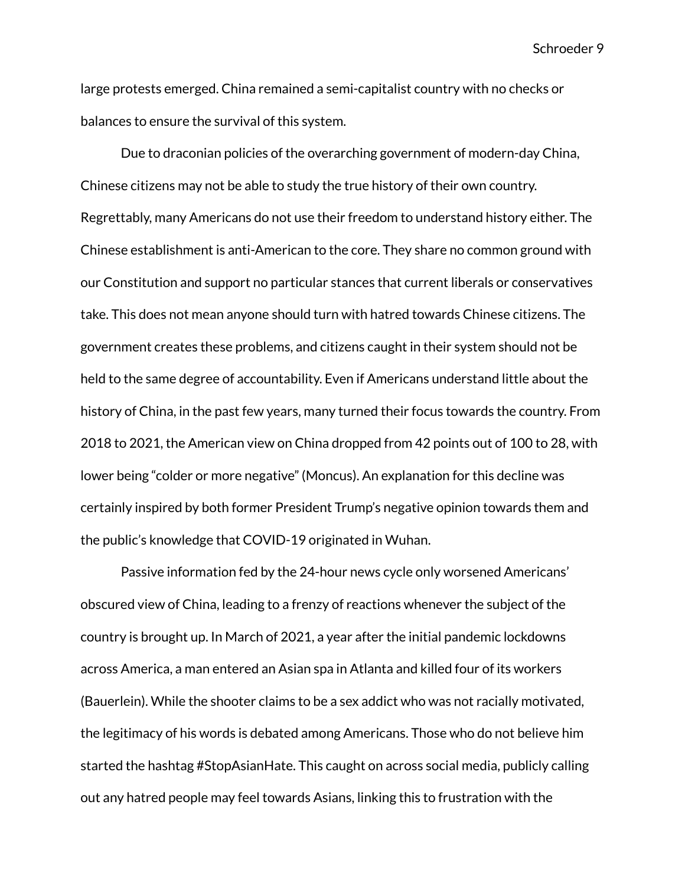large protests emerged. China remained a semi-capitalist country with no checks or balances to ensure the survival of this system.

Due to draconian policies of the overarching government of modern-day China, Chinese citizens may not be able to study the true history of their own country. Regrettably, many Americans do not use their freedom to understand history either. The Chinese establishment is anti-American to the core. They share no common ground with our Constitution and support no particular stances that current liberals or conservatives take. This does not mean anyone should turn with hatred towards Chinese citizens. The government creates these problems, and citizens caught in their system should not be held to the same degree of accountability. Even if Americans understand little about the history of China, in the past few years, many turned their focus towards the country. From 2018 to 2021, the American view on China dropped from 42 points out of 100 to 28, with lower being "colder or more negative" (Moncus). An explanation for this decline was certainly inspired by both former President Trump's negative opinion towards them and the public's knowledge that COVID-19 originated in Wuhan.

Passive information fed by the 24-hour news cycle only worsened Americans' obscured view of China, leading to a frenzy of reactions whenever the subject of the country is brought up. In March of 2021, a year after the initial pandemic lockdowns across America, a man entered an Asian spa in Atlanta and killed four of its workers (Bauerlein). While the shooter claims to be a sex addict who was not racially motivated, the legitimacy of his words is debated among Americans. Those who do not believe him started the hashtag #StopAsianHate. This caught on across social media, publicly calling out any hatred people may feel towards Asians, linking this to frustration with the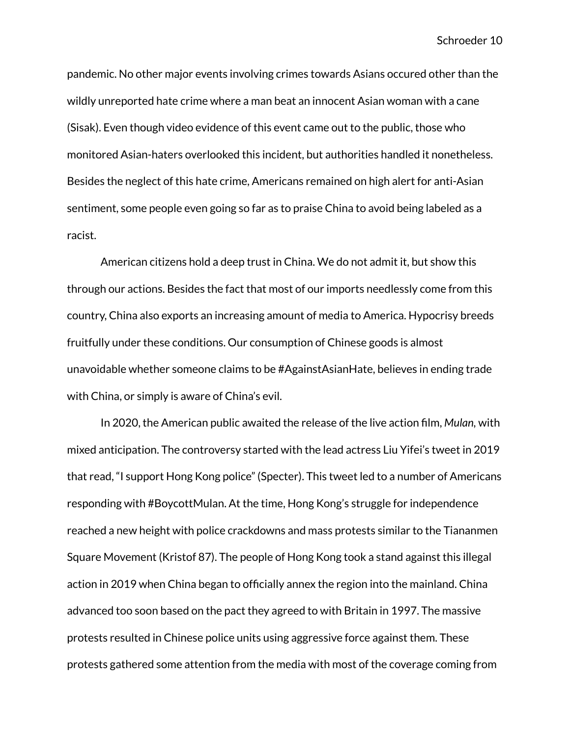pandemic. No other major events involving crimes towards Asians occured other than the wildly unreported hate crime where a man beat an innocent Asian woman with a cane (Sisak). Even though video evidence of this event came out to the public, those who monitored Asian-haters overlooked this incident, but authorities handled it nonetheless. Besides the neglect of this hate crime, Americans remained on high alert for anti-Asian sentiment, some people even going so far as to praise China to avoid being labeled as a racist.

American citizens hold a deep trust in China. We do not admit it, but show this through our actions. Besides the fact that most of our imports needlessly come from this country, China also exports an increasing amount of media to America. Hypocrisy breeds fruitfully under these conditions. Our consumption of Chinese goods is almost unavoidable whether someone claims to be #AgainstAsianHate, believes in ending trade with China, or simply is aware of China's evil.

In 2020, the American public awaited the release of the live action film, *Mulan*, with mixed anticipation. The controversy started with the lead actress Liu Yifei's tweet in 2019 that read, "I support Hong Kong police" (Specter). This tweet led to a number of Americans responding with #BoycottMulan. At the time, Hong Kong's struggle for independence reached a new height with police crackdowns and mass protests similar to the Tiananmen Square Movement (Kristof 87). The people of Hong Kong took a stand against this illegal action in 2019 when China began to officially annex the region into the mainland. China advanced too soon based on the pact they agreed to with Britain in 1997. The massive protests resulted in Chinese police units using aggressive force against them. These protests gathered some attention from the media with most of the coverage coming from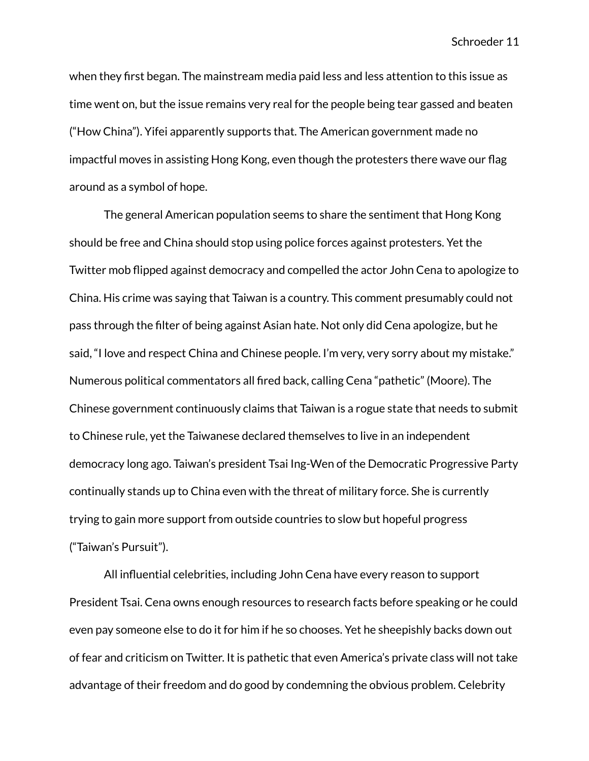when they first began. The mainstream media paid less and less attention to this issue as time went on, but the issue remains very real for the people being tear gassed and beaten ("How China"). Yifei apparently supports that. The American government made no impactful moves in assisting Hong Kong, even though the protesters there wave our flag around as a symbol of hope.

The general American population seems to share the sentiment that Hong Kong should be free and China should stop using police forces against protesters. Yet the Twitter mob flipped against democracy and compelled the actor John Cena to apologize to China. His crime was saying that Taiwan is a country. This comment presumably could not pass through the filter of being against Asian hate. Not only did Cena apologize, but he said, "I love and respect China and Chinese people. I'm very, very sorry about my mistake." Numerous political commentators all fired back, calling Cena "pathetic" (Moore). The Chinese government continuously claims that Taiwan is a rogue state that needs to submit to Chinese rule, yet the Taiwanese declared themselves to live in an independent democracy long ago. Taiwan's president Tsai Ing-Wen of the Democratic Progressive Party continually stands up to China even with the threat of military force. She is currently trying to gain more support from outside countries to slow but hopeful progress ("Taiwan's Pursuit").

All influential celebrities, including John Cena have every reason to support President Tsai. Cena owns enough resources to research facts before speaking or he could even pay someone else to do it for him if he so chooses. Yet he sheepishly backs down out of fear and criticism on Twitter. It is pathetic that even America's private class will not take advantage of their freedom and do good by condemning the obvious problem. Celebrity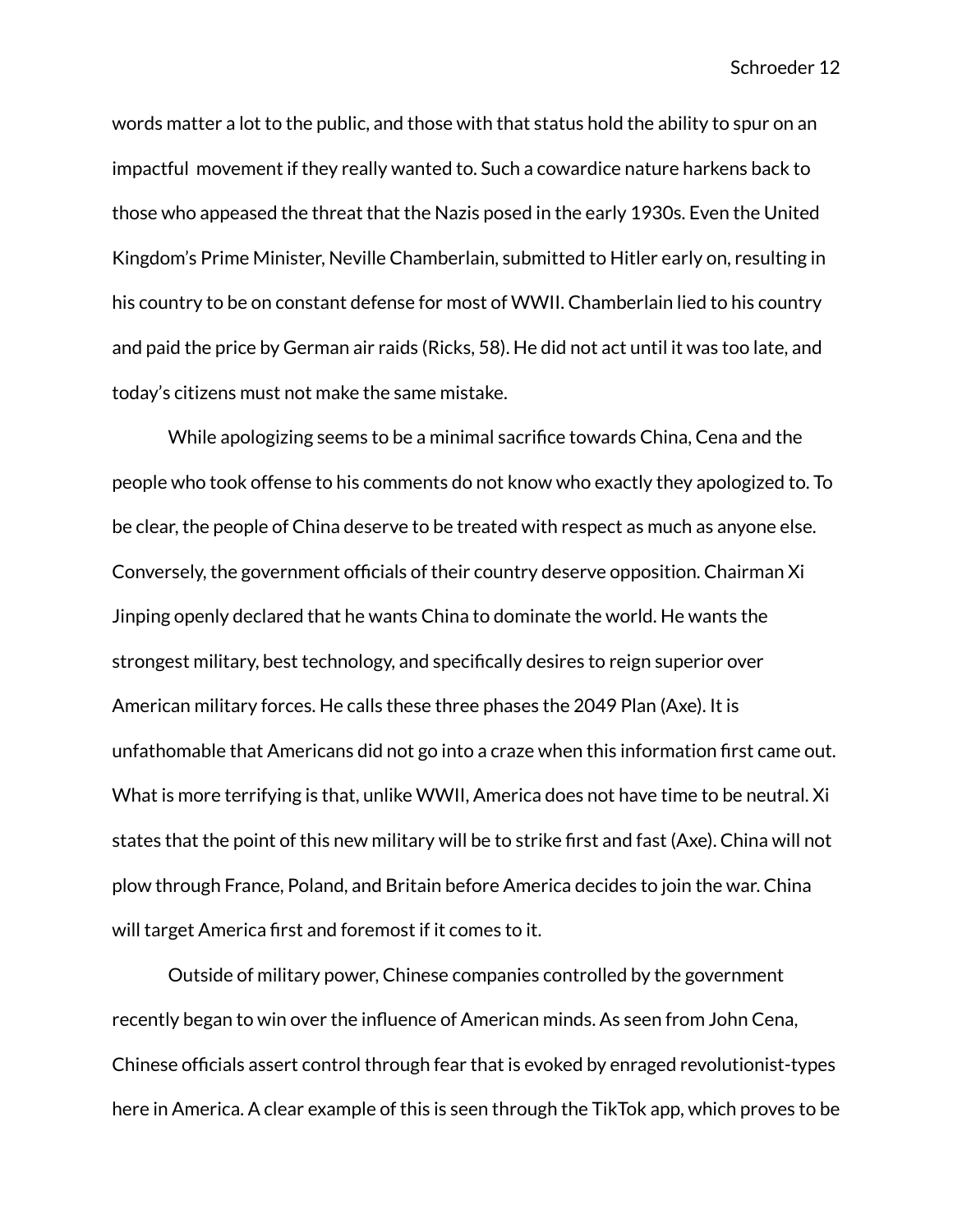words matter a lot to the public, and those with that status hold the ability to spur on an impactful  movement if they really wanted to. Such a cowardice nature harkens back to those who appeased the threat that the Nazis posed in the early 1930s. Even the United Kingdom's Prime Minister, Neville Chamberlain, submitted to Hitler early on, resulting in his country to be on constant defense for most of WWII. Chamberlain lied to his country and paid the price by German air raids (Ricks, 58). He did not act until it was too late, and today's citizens must not make the same mistake.

While apologizing seems to be a minimal sacrifice towards China, Cena and the people who took offense to his comments do not know who exactly they apologized to. To be clear, the people of China deserve to be treated with respect as much as anyone else. Conversely, the government officials of their country deserve opposition. Chairman Xi Jinping openly declared that he wants China to dominate the world. He wants the strongest military, best technology, and specifically desires to reign superior over American military forces. He calls these three phases the 2049 Plan (Axe). It is unfathomable that Americans did not go into a craze when this information first came out. What is more terrifying is that, unlike WWII, America does not have time to be neutral. Xi states that the point of this new military will be to strike first and fast (Axe). China will not plow through France, Poland, and Britain before America decides to join the war. China will target America first and foremost if it comes to it.

Outside of military power, Chinese companies controlled by the government recently began to win over the influence of American minds. As seen from John Cena, Chinese officials assert control through fear that is evoked by enraged revolutionist-types here in America. A clear example of this is seen through the TikTok app, which proves to be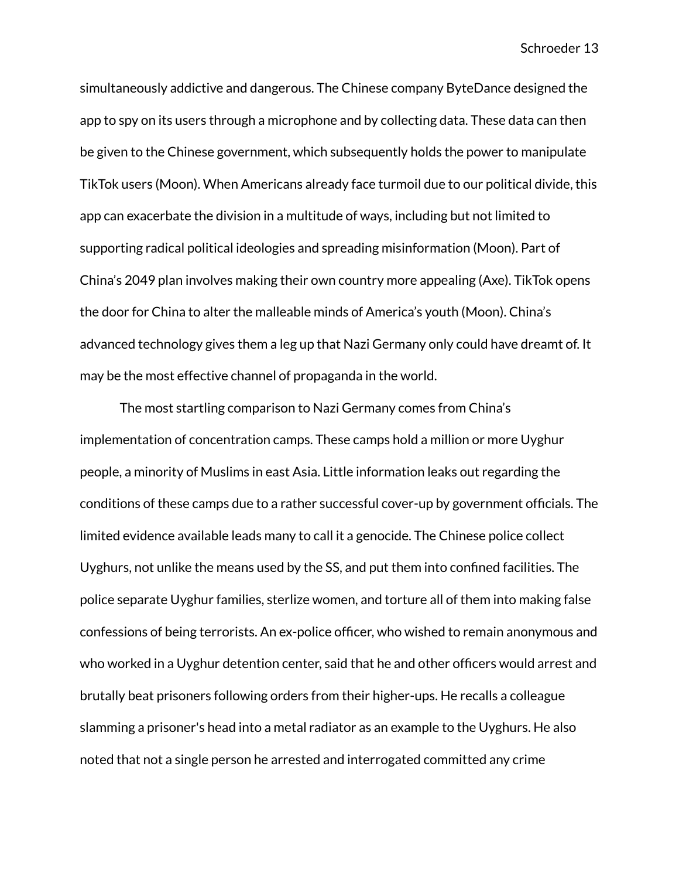simultaneously addictive and dangerous. The Chinese company ByteDance designed the app to spy on its users through a microphone and by collecting data. These data can then be given to the Chinese government, which subsequently holds the power to manipulate TikTok users (Moon). When Americans already face turmoil due to our political divide, this app can exacerbate the division in a multitude of ways, including but not limited to supporting radical political ideologies and spreading misinformation (Moon). Part of China's 2049 plan involves making their own country more appealing (Axe). TikTok opens the door for China to alter the malleable minds of America's youth (Moon). China's advanced technology gives them a leg up that Nazi Germany only could have dreamt of. It may be the most effective channel of propaganda in the world.

The most startling comparison to Nazi Germany comes from China's implementation of concentration camps. These camps hold a million or more Uyghur people, a minority of Muslims in east Asia. Little information leaks out regarding the conditions of these camps due to a rather successful cover-up by government officials. The limited evidence available leads many to call it a genocide. The Chinese police collect Uyghurs, not unlike the means used by the SS, and put them into confined facilities. The police separate Uyghur families, sterlize women, and torture all of them into making false confessions of being terrorists. An ex-police officer, who wished to remain anonymous and who worked in a Uyghur detention center, said that he and other officers would arrest and brutally beat prisoners following orders from their higher-ups. He recalls a colleague slamming a prisoner's head into a metal radiator as an example to the Uyghurs. He also noted that not a single person he arrested and interrogated committed any crime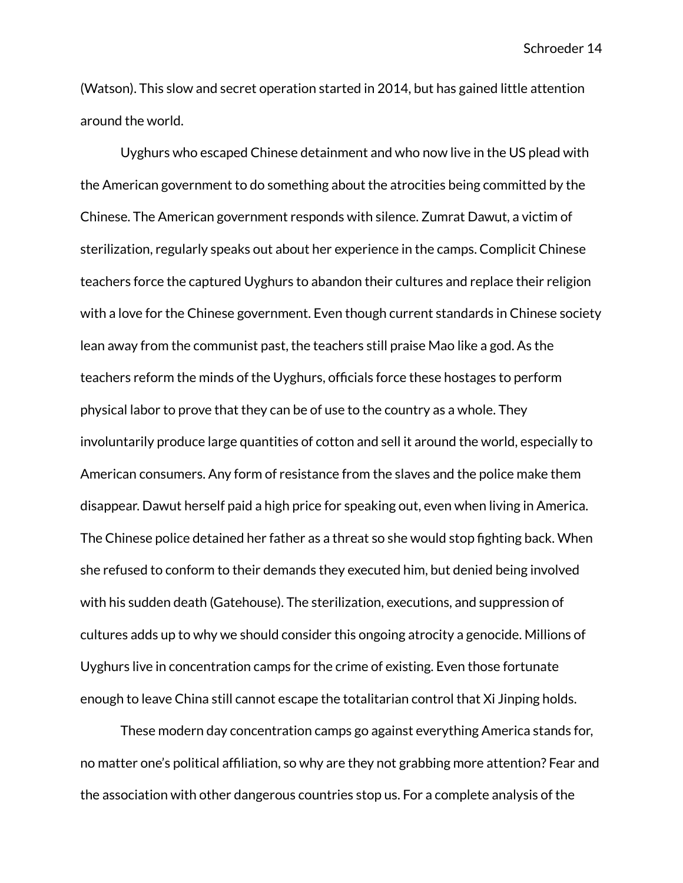(Watson). This slow and secret operation started in 2014, but has gained little attention around the world.

Uyghurs who escaped Chinese detainment and who now live in the US plead with the American government to do something about the atrocities being committed by the Chinese. The American government responds with silence. Zumrat Dawut, a victim of sterilization, regularly speaks out about her experience in the camps. Complicit Chinese teachers force the captured Uyghurs to abandon their cultures and replace their religion with a love for the Chinese government. Even though current standards in Chinese society lean away from the communist past, the teachers still praise Mao like a god. As the teachers reform the minds of the Uyghurs, officials force these hostages to perform physical labor to prove that they can be of use to the country as a whole. They involuntarily produce large quantities of cotton and sell it around the world, especially to American consumers. Any form of resistance from the slaves and the police make them disappear. Dawut herself paid a high price for speaking out, even when living in America. The Chinese police detained her father as a threat so she would stop fighting back. When she refused to conform to their demands they executed him, but denied being involved with his sudden death (Gatehouse). The sterilization, executions, and suppression of cultures adds up to why we should consider this ongoing atrocity a genocide. Millions of Uyghurs live in concentration camps for the crime of existing. Even those fortunate enough to leave China still cannot escape the totalitarian control that Xi Jinping holds.

These modern day concentration camps go against everything America stands for, no matter one's political affiliation, so why are they not grabbing more attention? Fear and the association with other dangerous countries stop us. For a complete analysis of the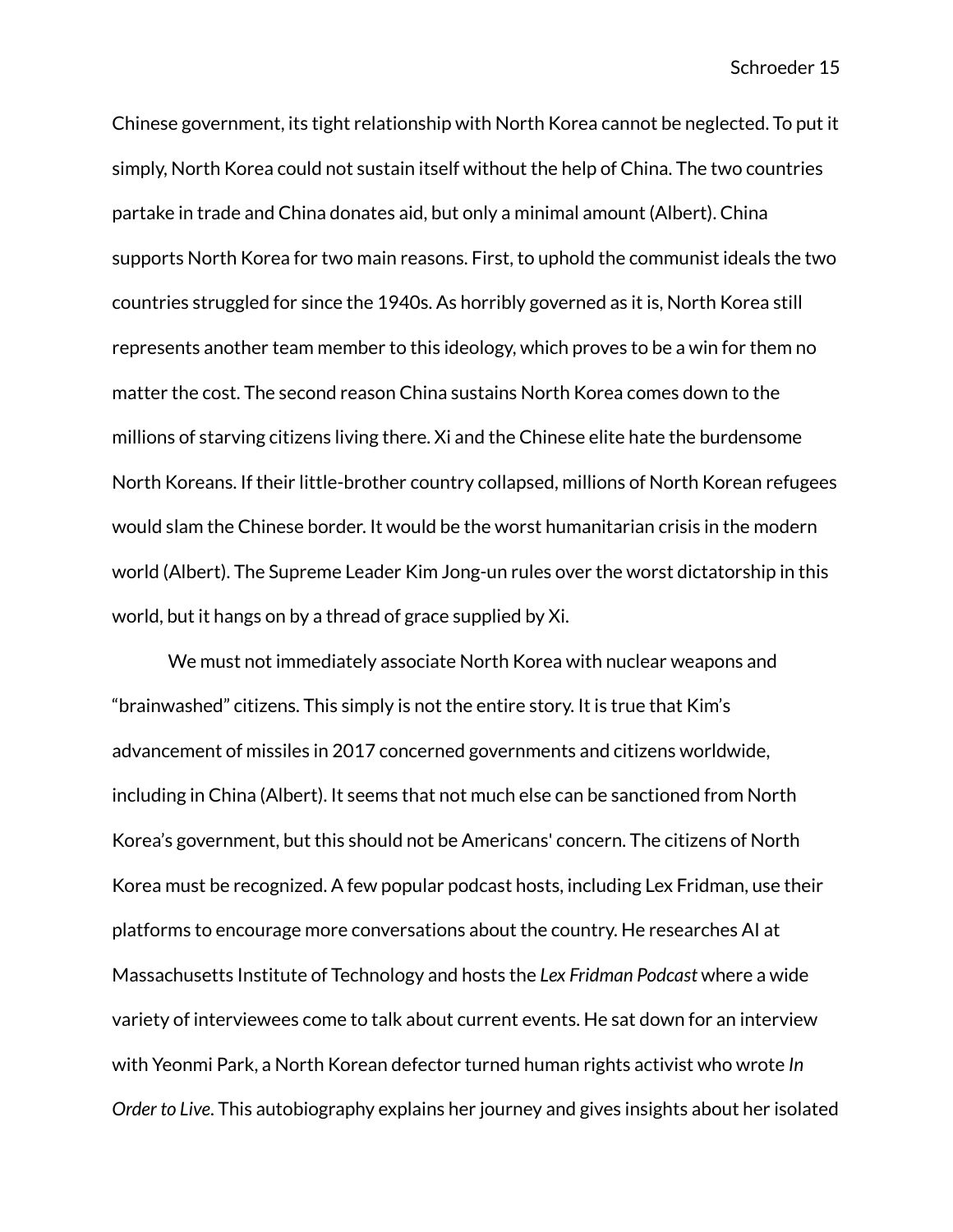Chinese government, its tight relationship with North Korea cannot be neglected. To put it simply, North Korea could not sustain itself without the help of China. The two countries partake in trade and China donates aid, but only a minimal amount (Albert). China supports North Korea for two main reasons. First, to uphold the communist ideals the two countries struggled for since the 1940s. As horribly governed as it is, North Korea still represents another team member to this ideology, which proves to be a win for them no matter the cost. The second reason China sustains North Korea comes down to the millions of starving citizens living there. Xi and the Chinese elite hate the burdensome North Koreans. If their little-brother country collapsed, millions of North Korean refugees would slam the Chinese border. It would be the worst humanitarian crisis in the modern world (Albert). The Supreme Leader Kim Jong-un rules over the worst dictatorship in this world, but it hangs on by a thread of grace supplied by Xi.

We must not immediately associate North Korea with nuclear weapons and "brainwashed" citizens. This simply is not the entire story. It is true that Kim's advancement of missiles in 2017 concerned governments and citizens worldwide, including in China (Albert). It seems that not much else can be sanctioned from North Korea's government, but this should not be Americans' concern. The citizens of North Korea must be recognized. A few popular podcast hosts, including Lex Fridman, use their platforms to encourage more conversations about the country. He researches AI at Massachusetts Institute of Technology and hosts the *Lex Fridman Podcast* where a wide variety of interviewees come to talk about current events. He sat down for an interview with Yeonmi Park, a North Korean defector turned human rights activist who wrote *In Order to Live*. This autobiography explains her journey and gives insights about her isolated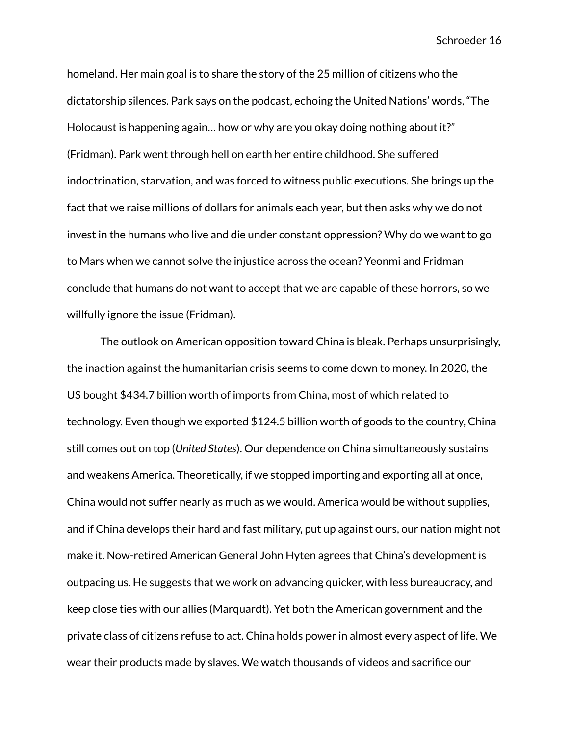homeland. Her main goal is to share the story of the 25 million of citizens who the dictatorship silences. Park says on the podcast, echoing the United Nations' words, "The Holocaust is happening again… how or why are you okay doing nothing about it?" (Fridman). Park went through hell on earth her entire childhood. She suffered indoctrination, starvation, and was forced to witness public executions. She brings up the fact that we raise millions of dollars for animals each year, but then asks why we do not invest in the humans who live and die under constant oppression? Why do we want to go to Mars when we cannot solve the injustice across the ocean? Yeonmi and Fridman conclude that humans do not want to accept that we are capable of these horrors, so we willfully ignore the issue (Fridman).

The outlook on American opposition toward China is bleak. Perhaps unsurprisingly, the inaction against the humanitarian crisis seems to come down to money. In 2020, the US bought $434.7 billion worth of imports from China, most of which related to technology. Even though we exported $124.5 billion worth of goods to the country, China still comes out on top (*United States*). Our dependence on China simultaneously sustains and weakens America. Theoretically, if we stopped importing and exporting all at once, China would not suffer nearly as much as we would. America would be without supplies, and if China develops their hard and fast military, put up against ours, our nation might not make it. Now-retired American General John Hyten agrees that China's development is outpacing us. He suggests that we work on advancing quicker, with less bureaucracy, and keep close ties with our allies (Marquardt). Yet both the American government and the private class of citizens refuse to act. China holds power in almost every aspect of life. We wear their products made by slaves. We watch thousands of videos and sacrifice our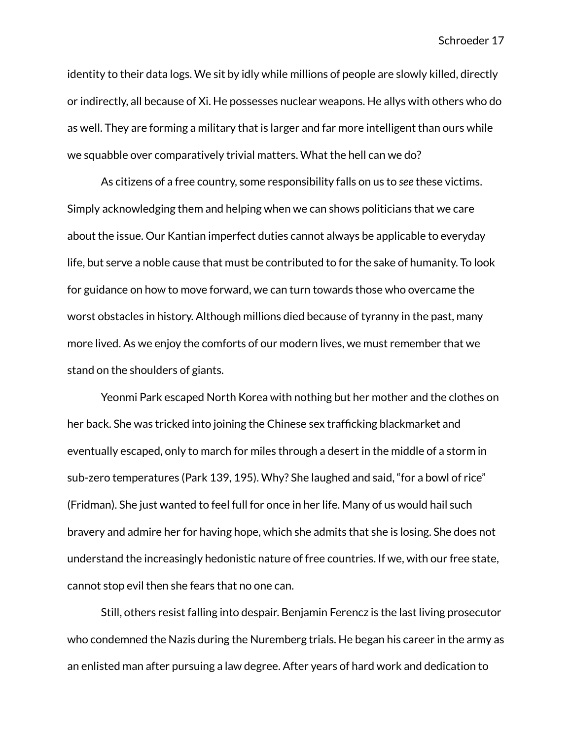identity to their data logs. We sit by idly while millions of people are slowly killed, directly or indirectly, all because of Xi. He possesses nuclear weapons. He allys with others who do as well. They are forming a military that is larger and far more intelligent than ours while we squabble over comparatively trivial matters. What the hell can we do?

As citizens of a free country, some responsibility falls on us to *see* these victims. Simply acknowledging them and helping when we can shows politicians that we care about the issue. Our Kantian imperfect duties cannot always be applicable to everyday life, but serve a noble cause that must be contributed to for the sake of humanity. To look for guidance on how to move forward, we can turn towards those who overcame the worst obstacles in history. Although millions died because of tyranny in the past, many more lived. As we enjoy the comforts of our modern lives, we must remember that we stand on the shoulders of giants.

Yeonmi Park escaped North Korea with nothing but her mother and the clothes on her back. She was tricked into joining the Chinese sex trafficking blackmarket and eventually escaped, only to march for miles through a desert in the middle of a storm in sub-zero temperatures (Park 139, 195). Why? She laughed and said, "for a bowl of rice" (Fridman). She just wanted to feel full for once in her life. Many of us would hail such bravery and admire her for having hope, which she admits that she is losing. She does not understand the increasingly hedonistic nature of free countries. If we, with our free state, cannot stop evil then she fears that no one can.

Still, others resist falling into despair. Benjamin Ferencz is the last living prosecutor who condemned the Nazis during the Nuremberg trials. He began his career in the army as an enlisted man after pursuing a law degree. After years of hard work and dedication to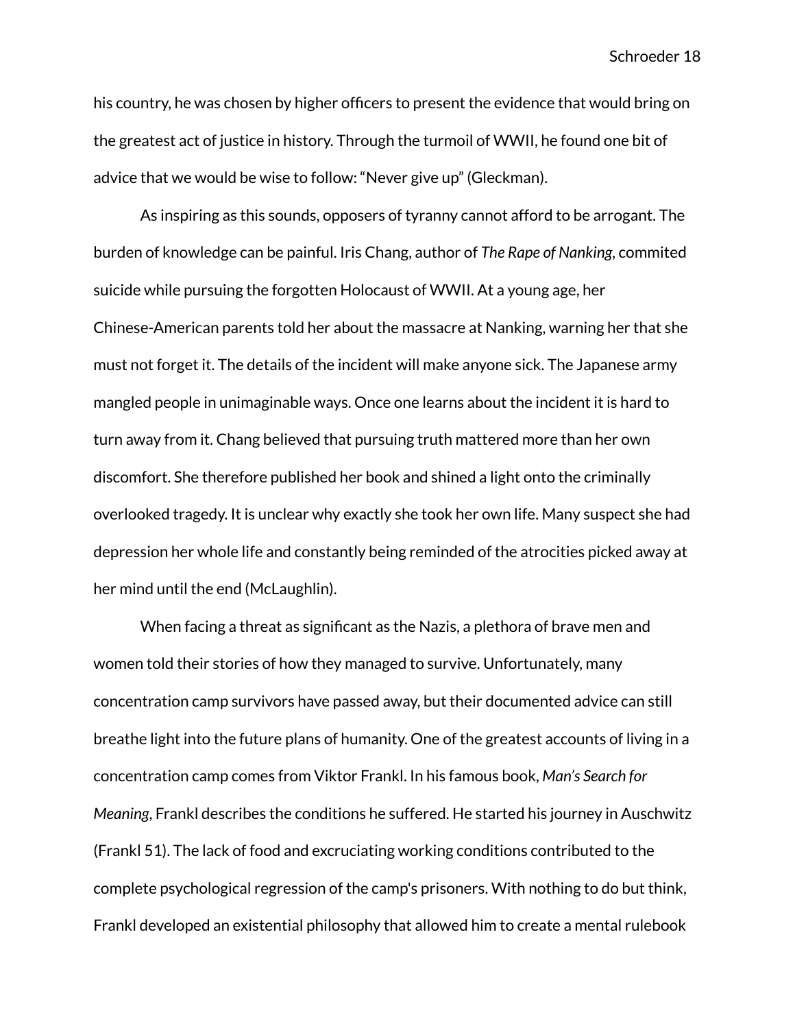his country, he was chosen by higher officers to present the evidence that would bring on the greatest act of justice in history. Through the turmoil of WWII, he found one bit of advice that we would be wise to follow: "Never give up" (Gleckman).

As inspiring as this sounds, opposers of tyranny cannot afford to be arrogant. The burden of knowledge can be painful. Iris Chang, author of *The Rape of Nanking*, commited suicide while pursuing the forgotten Holocaust of WWII. At a young age, her Chinese-American parents told her about the massacre at Nanking, warning her that she must not forget it. The details of the incident will make anyone sick. The Japanese army mangled people in unimaginable ways. Once one learns about the incident it is hard to turn away from it. Chang believed that pursuing truth mattered more than her own discomfort. She therefore published her book and shined a light onto the criminally overlooked tragedy. It is unclear why exactly she took her own life. Many suspect she had depression her whole life and constantly being reminded of the atrocities picked away at her mind until the end (McLaughlin).

When facing a threat as significant as the Nazis, a plethora of brave men and women told their stories of how they managed to survive. Unfortunately, many concentration camp survivors have passed away, but their documented advice can still breathe light into the future plans of humanity. One of the greatest accounts of living in a concentration camp comes from Viktor Frankl. In his famous book, *Man's Search for Meaning*, Frankl describes the conditions he suffered. He started his journey in Auschwitz (Frankl 51). The lack of food and excruciating working conditions contributed to the complete psychological regression of the camp's prisoners. With nothing to do but think, Frankl developed an existential philosophy that allowed him to create a mental rulebook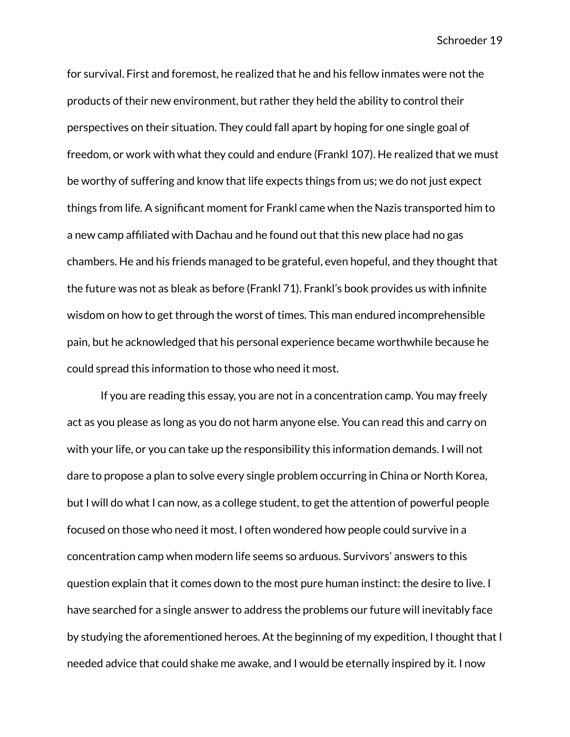for survival. First and foremost, he realized that he and his fellow inmates were not the products of their new environment, but rather they held the ability to control their perspectives on their situation. They could fall apart by hoping for one single goal of freedom, or work with what they could and endure (Frankl 107). He realized that we must be worthy of suffering and know that life expects things from us; we do not just expect things from life. A significant moment for Frankl came when the Nazis transported him to a new camp affiliated with Dachau and he found out that this new place had no gas chambers. He and his friends managed to be grateful, even hopeful, and they thought that the future was not as bleak as before (Frankl 71). Frankl's book provides us with infinite wisdom on how to get through the worst of times. This man endured incomprehensible pain, but he acknowledged that his personal experience became worthwhile because he could spread this information to those who need it most.

If you are reading this essay, you are not in a concentration camp. You may freely act as you please as long as you do not harm anyone else. You can read this and carry on with your life, or you can take up the responsibility this information demands. I will not dare to propose a plan to solve every single problem occurring in China or North Korea, but I will do what I can now, as a college student, to get the attention of powerful people focused on those who need it most. I often wondered how people could survive in a concentration camp when modern life seems so arduous. Survivors' answers to this question explain that it comes down to the most pure human instinct: the desire to live. I have searched for a single answer to address the problems our future will inevitably face by studying the aforementioned heroes. At the beginning of my expedition, I thought that I needed advice that could shake me awake, and I would be eternally inspired by it. I now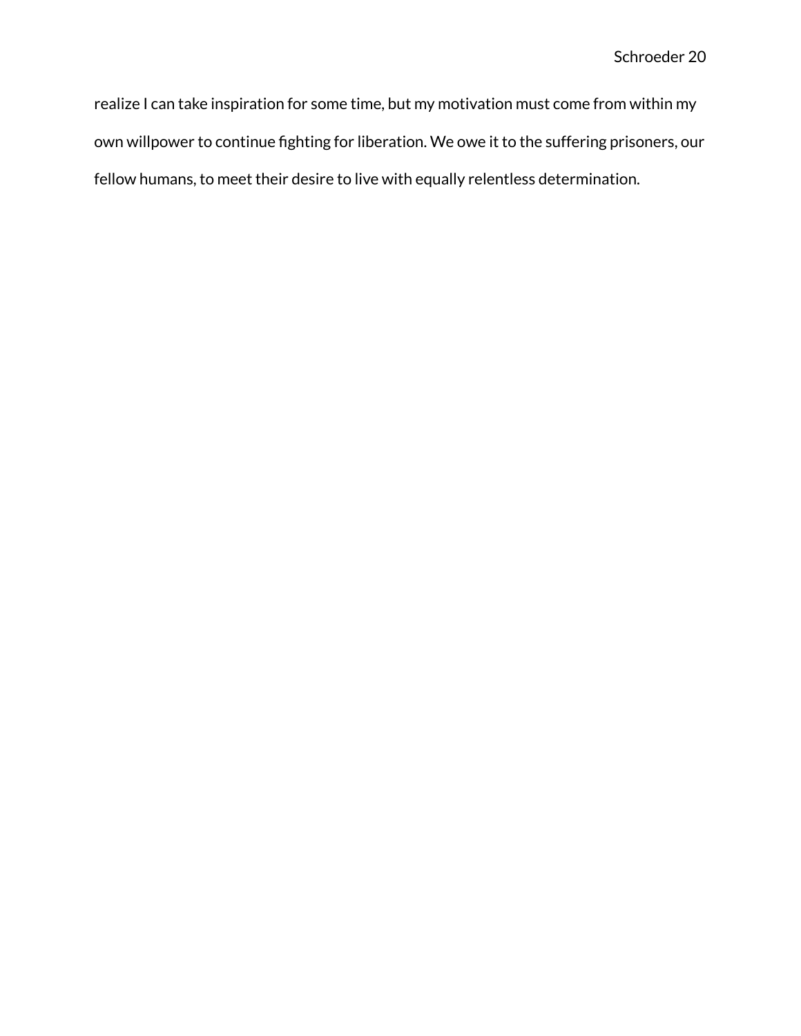realize I can take inspiration for some time, but my motivation must come from within my own willpower to continue fighting for liberation. We owe it to the suffering prisoners, our fellow humans, to meet their desire to live with equally relentless determination.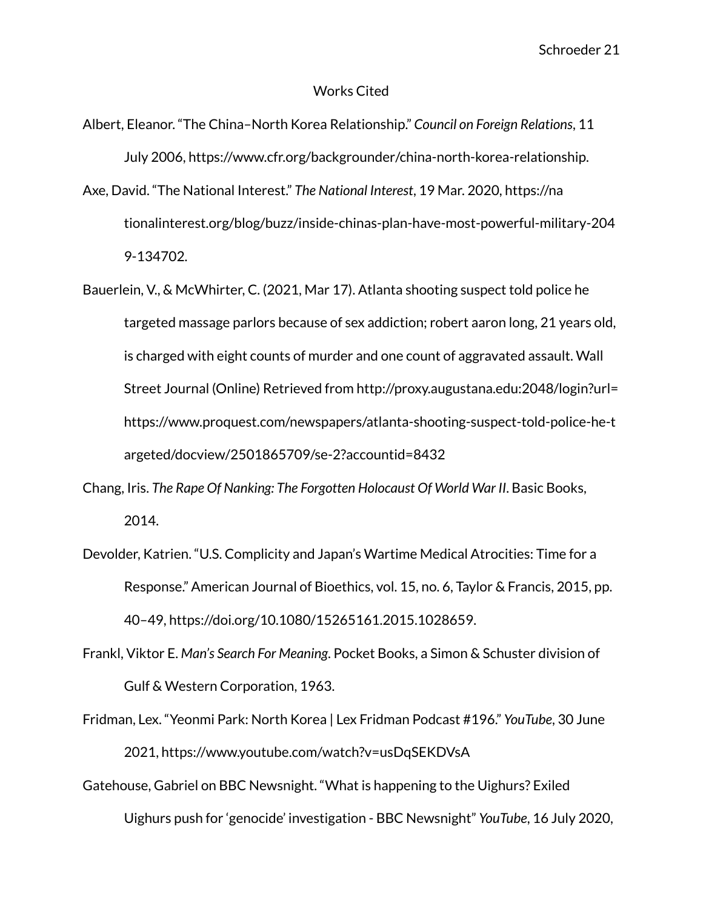# Works Cited

Albert, Eleanor. "The China–North Korea Relationship." *Council on Foreign Relations*, 11 July 2006, https://www.cfr.org/backgrounder/china-north-korea-relationship.

Axe, David. "The National Interest." *The National Interest*, 19 Mar. 2020, https://nationalinterest.org/blog/buzz/inside-chinas-plan-have-most-powerful-military-2049-134702.

Bauerlein, V., & McWhirter, C. (2021, Mar 17). Atlanta shooting suspect told police he targeted massage parlors because of sex addiction; robert aaron long, 21 years old, is charged with eight counts of murder and one count of aggravated assault. Wall Street Journal (Online) Retrieved from http://proxy.augustana.edu:2048/login?url=https://www.proquest.com/newspapers/atlanta-shooting-suspect-told-police-he-targeted/docview/2501865709/se-2?accountid=8432

Chang, Iris. *The Rape Of Nanking: The Forgotten Holocaust Of World War II*. Basic Books, 2014.

Devolder, Katrien. "U.S. Complicity and Japan's Wartime Medical Atrocities: Time for a Response." American Journal of Bioethics, vol. 15, no. 6, Taylor & Francis, 2015, pp. 40–49, https://doi.org/10.1080/15265161.2015.1028659.

Frankl, Viktor E. *Man's Search For Meaning*. Pocket Books, a Simon & Schuster division of Gulf & Western Corporation, 1963.

Fridman, Lex. "Yeonmi Park: North Korea | Lex Fridman Podcast #196." *YouTube*, 30 June 2021, https://www.youtube.com/watch?v=usDqSEKDVsA

Gatehouse, Gabriel on BBC Newsnight. "What is happening to the Uighurs? Exiled Uighurs push for 'genocide' investigation - BBC Newsnight" *YouTube*, 16 July 2020,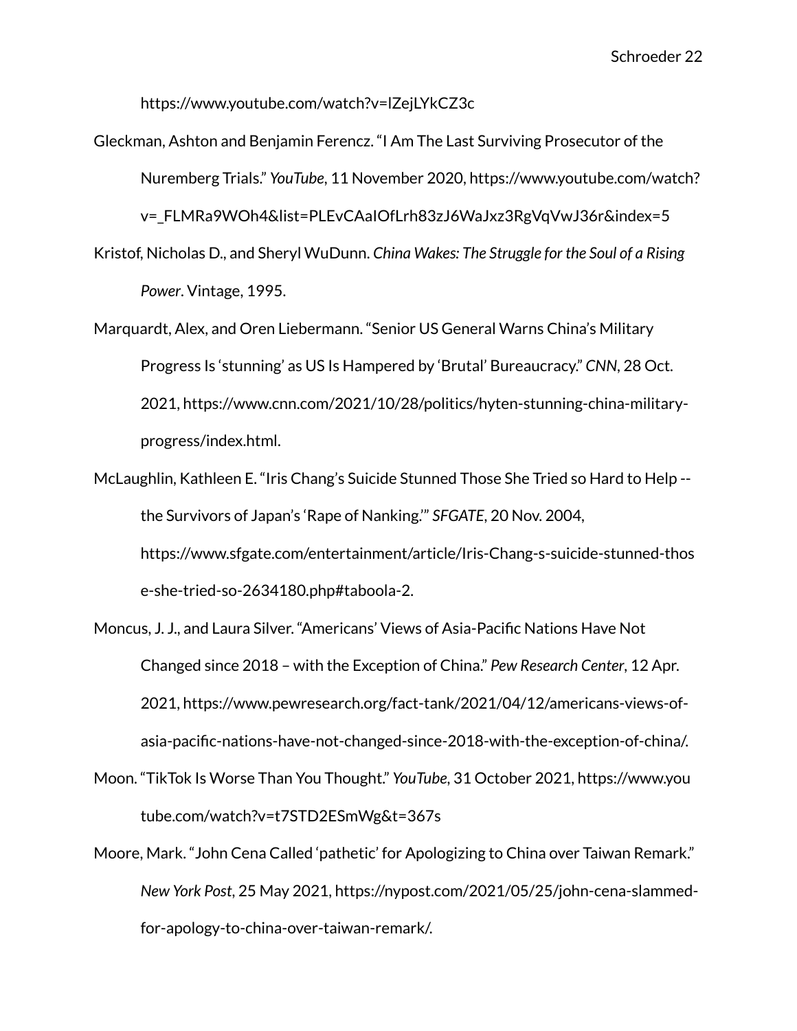https://www.youtube.com/watch?v=lZejLYkCZ3c

Gleckman, Ashton and Benjamin Ferencz. "I Am The Last Surviving Prosecutor of the Nuremberg Trials." *YouTube*, 11 November 2020, https://www.youtube.com/watch?v=_FLMRa9WOh4&list=PLEvCAaIOfLrh83zJ6WaJxz3RgVqVwJ36r&index=5

Kristof, Nicholas D., and Sheryl WuDunn. *China Wakes: The Struggle for the Soul of a Rising Power*. Vintage, 1995.

Marquardt, Alex, and Oren Liebermann. "Senior US General Warns China's Military Progress Is 'stunning' as US Is Hampered by 'Brutal' Bureaucracy." *CNN*, 28 Oct. 2021, https://www.cnn.com/2021/10/28/politics/hyten-stunning-china-military-progress/index.html.

McLaughlin, Kathleen E. "Iris Chang's Suicide Stunned Those She Tried so Hard to Help -- the Survivors of Japan's 'Rape of Nanking.'" *SFGATE*, 20 Nov. 2004, https://www.sfgate.com/entertainment/article/Iris-Chang-s-suicide-stunned-those-she-tried-so-2634180.php#taboola-2.

Moncus, J. J., and Laura Silver. "Americans' Views of Asia-Pacific Nations Have Not Changed since 2018 – with the Exception of China." *Pew Research Center*, 12 Apr. 2021, https://www.pewresearch.org/fact-tank/2021/04/12/americans-views-of-asia-pacific-nations-have-not-changed-since-2018-with-the-exception-of-china/.

Moon. "TikTok Is Worse Than You Thought." *YouTube*, 31 October 2021, https://www.youtube.com/watch?v=t7STD2ESmWg&t=367s

Moore, Mark. "John Cena Called 'pathetic' for Apologizing to China over Taiwan Remark." *New York Post*, 25 May 2021, https://nypost.com/2021/05/25/john-cena-slammed-for-apology-to-china-over-taiwan-remark/.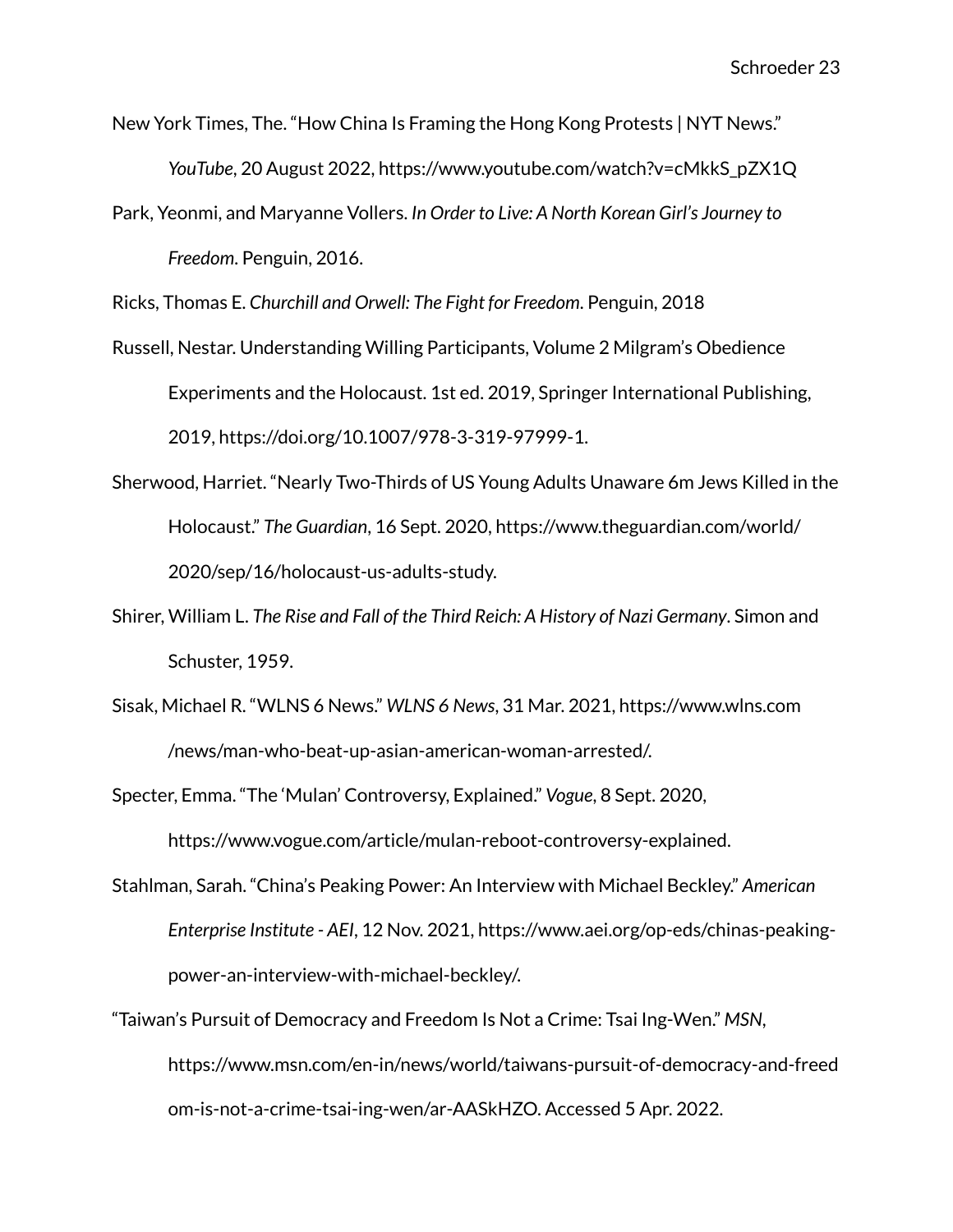New York Times, The. "How China Is Framing the Hong Kong Protests | NYT News." *YouTube*, 20 August 2022, https://www.youtube.com/watch?v=cMkkS_pZX1Q

Park, Yeonmi, and Maryanne Vollers. *In Order to Live: A North Korean Girl's Journey to Freedom*. Penguin, 2016.

Ricks, Thomas E. *Churchill and Orwell: The Fight for Freedom*. Penguin, 2018

Russell, Nestar. Understanding Willing Participants, Volume 2 Milgram's Obedience Experiments and the Holocaust. 1st ed. 2019, Springer International Publishing, 2019, https://doi.org/10.1007/978-3-319-97999-1.

Sherwood, Harriet. "Nearly Two-Thirds of US Young Adults Unaware 6m Jews Killed in the Holocaust." *The Guardian*, 16 Sept. 2020, https://www.theguardian.com/world/2020/sep/16/holocaust-us-adults-study.

Shirer, William L. *The Rise and Fall of the Third Reich: A History of Nazi Germany*. Simon and Schuster, 1959.

Sisak, Michael R. "WLNS 6 News." *WLNS 6 News*, 31 Mar. 2021, https://www.wlns.com/news/man-who-beat-up-asian-american-woman-arrested/.

Specter, Emma. "The 'Mulan' Controversy, Explained." *Vogue*, 8 Sept. 2020, https://www.vogue.com/article/mulan-reboot-controversy-explained.

Stahlman, Sarah. "China's Peaking Power: An Interview with Michael Beckley." *American Enterprise Institute - AEI*, 12 Nov. 2021, https://www.aei.org/op-eds/chinas-peaking-power-an-interview-with-michael-beckley/.

"Taiwan's Pursuit of Democracy and Freedom Is Not a Crime: Tsai Ing-Wen." *MSN*, https://www.msn.com/en-in/news/world/taiwans-pursuit-of-democracy-and-freedom-is-not-a-crime-tsai-ing-wen/ar-AASkHZO. Accessed 5 Apr. 2022.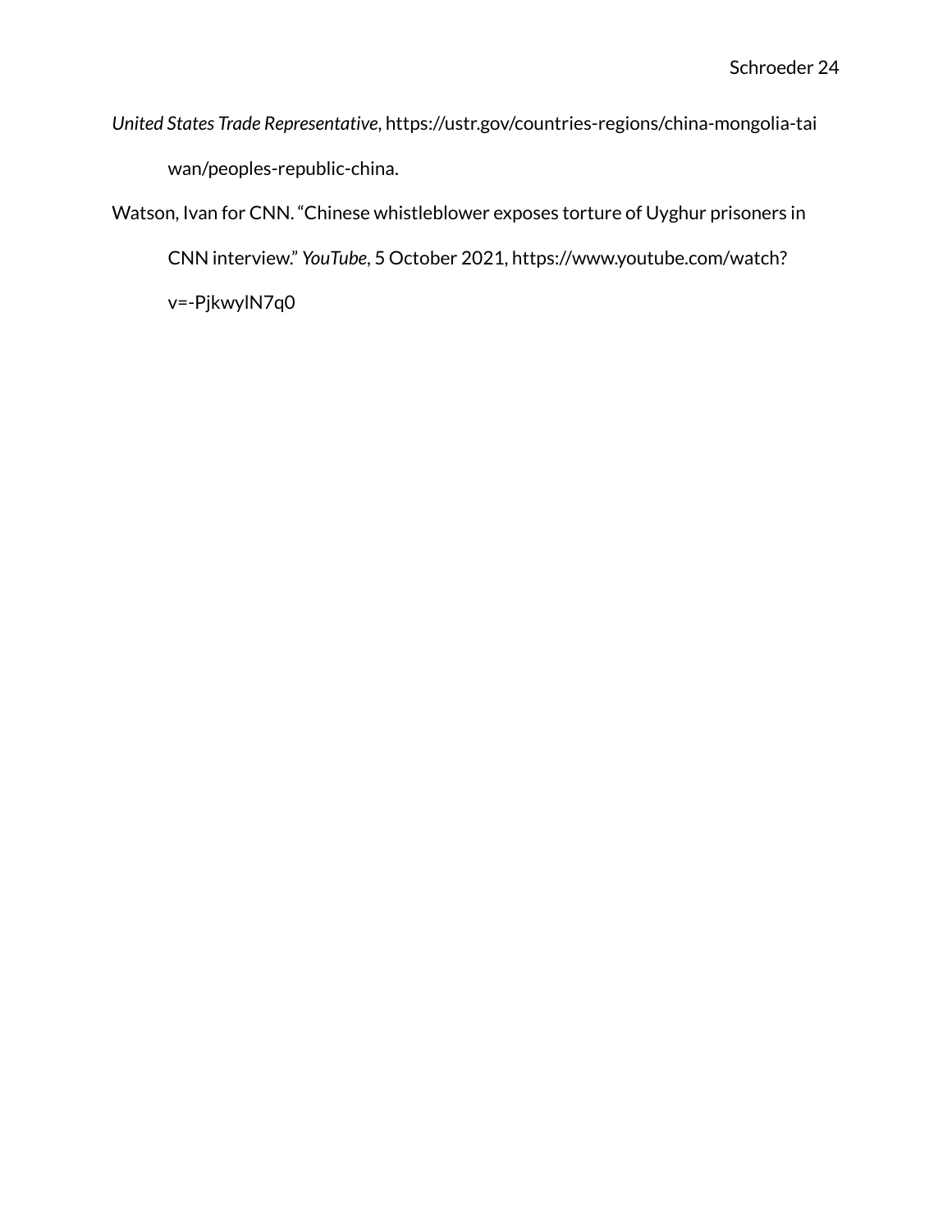*United States Trade Representative*, https://ustr.gov/countries-regions/china-mongolia-taiwan/peoples-republic-china.

Watson, Ivan for CNN. "Chinese whistleblower exposes torture of Uyghur prisoners in CNN interview." *YouTube*, 5 October 2021, https://www.youtube.com/watch?v=-PjkwylN7q0